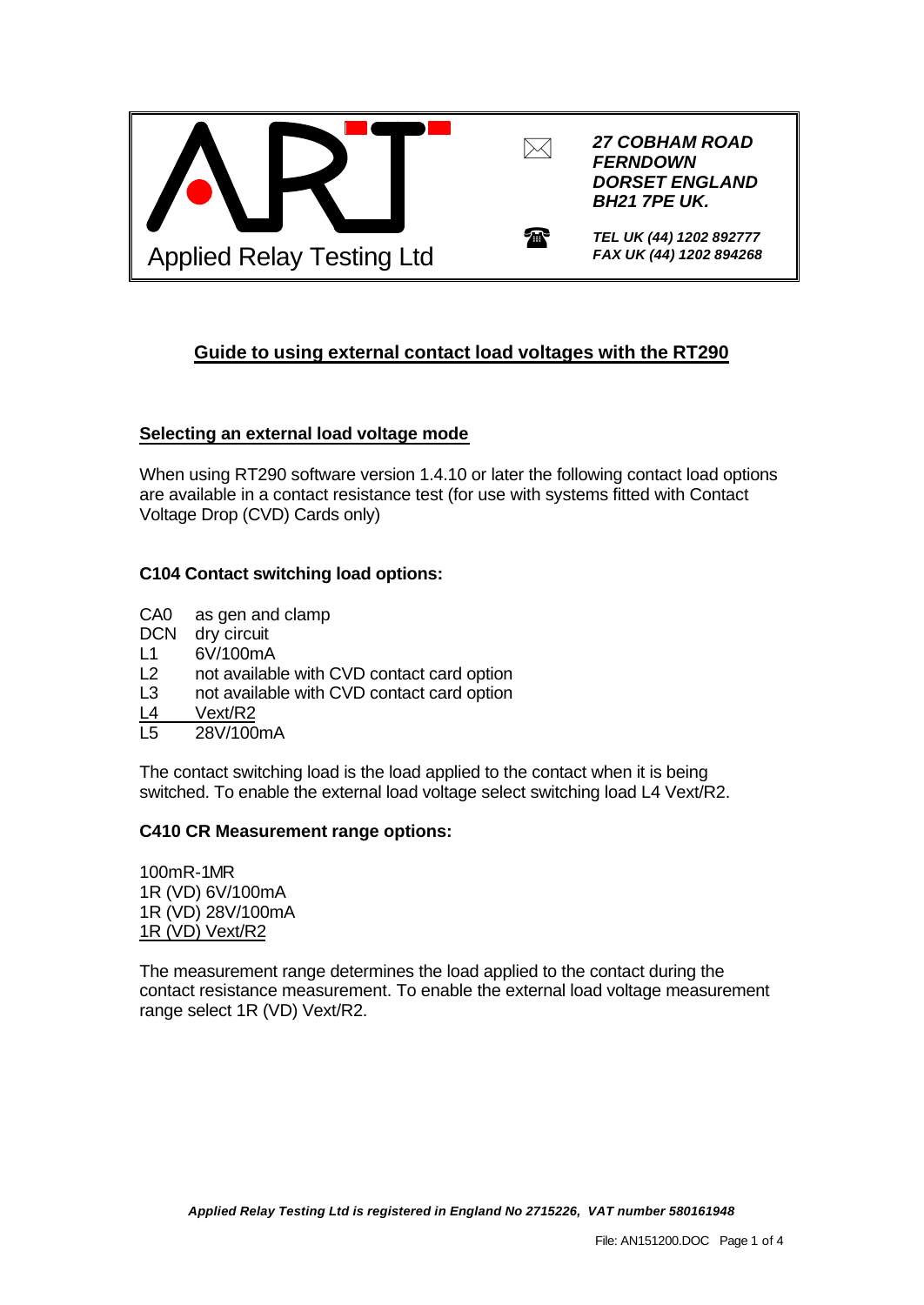Applied Relay Testing Ltd

***27 COBHAM ROAD***
***FERNDOWN***
***DORSET ENGLAND***
***BH21 7PE UK.***

***TEL UK (44) 1202 892777***
***FAX UK (44) 1202 894268***

## Guide to using external contact load voltages with the RT290

### Selecting an external load voltage mode

When using RT290 software version 1.4.10 or later the following contact load options are available in a contact resistance test (for use with systems fitted with Contact Voltage Drop (CVD) Cards only)

**C104 Contact switching load options:**

CA0 as gen and clamp
DCN dry circuit
L1 6V/100mA
L2 not available with CVD contact card option
L3 not available with CVD contact card option
L4 Vext/R2
L5 28V/100mA

The contact switching load is the load applied to the contact when it is being switched. To enable the external load voltage select switching load L4 Vext/R2.

**C410 CR Measurement range options:**

100mR-1MR
1R (VD) 6V/100mA
1R (VD) 28V/100mA
1R (VD) Vext/R2

The measurement range determines the load applied to the contact during the contact resistance measurement. To enable the external load voltage measurement range select 1R (VD) Vext/R2.

***Applied Relay Testing Ltd is registered in England No 2715226, VAT number 580161948***

File: AN151200.DOC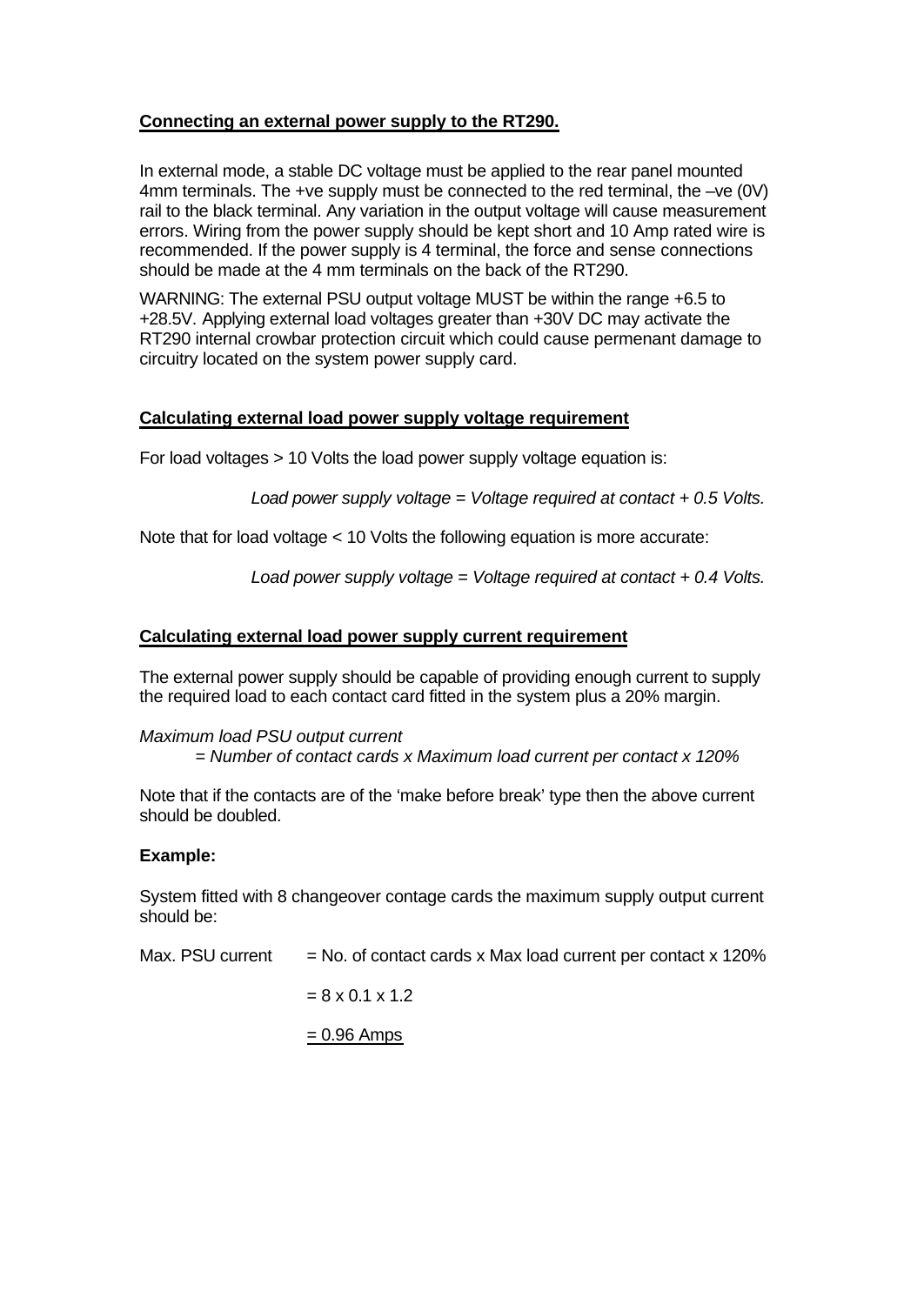**Connecting an external power supply to the RT290.**

In external mode, a stable DC voltage must be applied to the rear panel mounted 4mm terminals. The +ve supply must be connected to the red terminal, the –ve (0V) rail to the black terminal. Any variation in the output voltage will cause measurement errors. Wiring from the power supply should be kept short and 10 Amp rated wire is recommended. If the power supply is 4 terminal, the force and sense connections should be made at the 4 mm terminals on the back of the RT290.

WARNING: The external PSU output voltage MUST be within the range +6.5 to +28.5V. Applying external load voltages greater than +30V DC may activate the RT290 internal crowbar protection circuit which could cause permenant damage to circuitry located on the system power supply card.

**Calculating external load power supply voltage requirement**

For load voltages > 10 Volts the load power supply voltage equation is:

*Load power supply voltage = Voltage required at contact + 0.5 Volts.*

Note that for load voltage < 10 Volts the following equation is more accurate:

*Load power supply voltage = Voltage required at contact + 0.4 Volts.*

**Calculating external load power supply current requirement**

The external power supply should be capable of providing enough current to supply the required load to each contact card fitted in the system plus a 20% margin.

*Maximum load PSU output current*
*= Number of contact cards x Maximum load current per contact x 120%*

Note that if the contacts are of the 'make before break' type then the above current should be doubled.

**Example:**

System fitted with 8 changeover contage cards the maximum supply output current should be:

Max. PSU current = No. of contact cards x Max load current per contact x 120%

= 8 x 0.1 x 1.2

= 0.96 Amps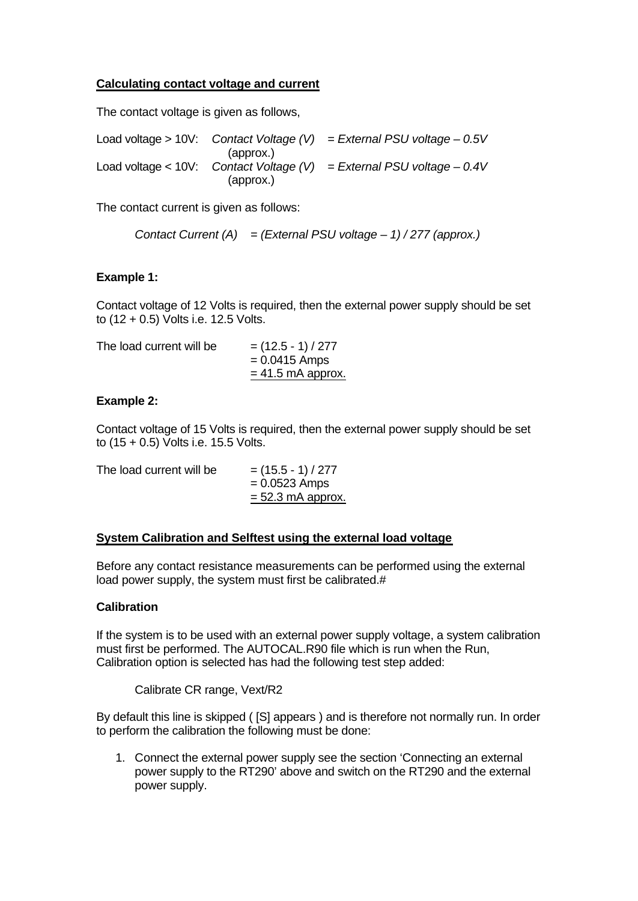## Calculating contact voltage and current

The contact voltage is given as follows,

Load voltage > 10V: *Contact Voltage (V) = External PSU voltage – 0.5V* (approx.)

Load voltage < 10V: *Contact Voltage (V) = External PSU voltage – 0.4V* (approx.)

The contact current is given as follows:

*Contact Current (A) = (External PSU voltage – 1) / 277 (approx.)*

### Example 1:

Contact voltage of 12 Volts is required, then the external power supply should be set to (12 + 0.5) Volts i.e. 12.5 Volts.

The load current will be = (12.5 - 1) / 277
= 0.0415 Amps
= 41.5 mA approx.

### Example 2:

Contact voltage of 15 Volts is required, then the external power supply should be set to (15 + 0.5) Volts i.e. 15.5 Volts.

The load current will be = (15.5 - 1) / 277
= 0.0523 Amps
= 52.3 mA approx.

## System Calibration and Selftest using the external load voltage

Before any contact resistance measurements can be performed using the external load power supply, the system must first be calibrated.#

### Calibration

If the system is to be used with an external power supply voltage, a system calibration must first be performed. The AUTOCAL.R90 file which is run when the Run, Calibration option is selected has had the following test step added:

Calibrate CR range, Vext/R2

By default this line is skipped ( [S] appears ) and is therefore not normally run. In order to perform the calibration the following must be done:

1. Connect the external power supply see the section 'Connecting an external power supply to the RT290' above and switch on the RT290 and the external power supply.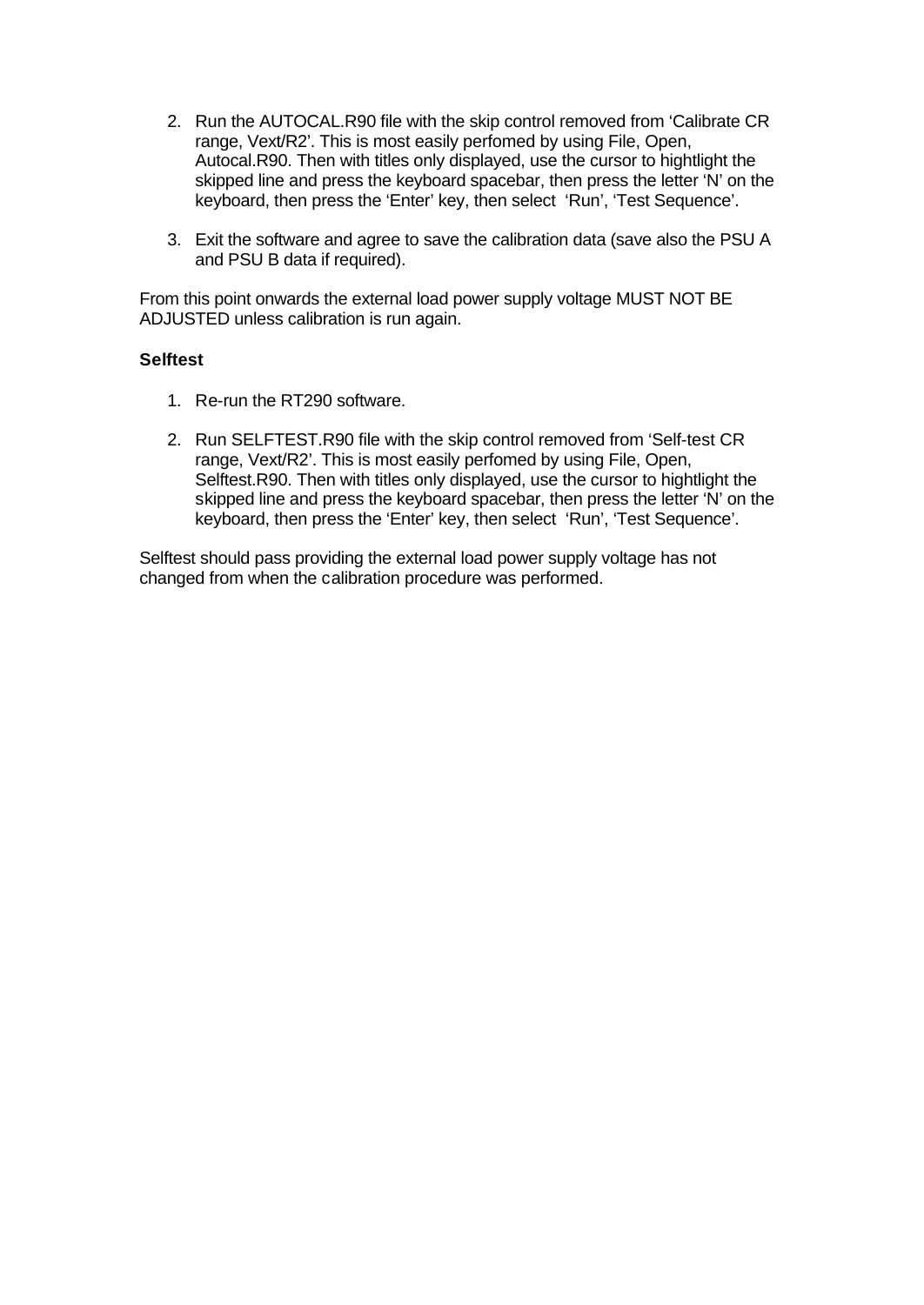2. Run the AUTOCAL.R90 file with the skip control removed from 'Calibrate CR range, Vext/R2'. This is most easily perfomed by using File, Open, Autocal.R90. Then with titles only displayed, use the cursor to hightlight the skipped line and press the keyboard spacebar, then press the letter 'N' on the keyboard, then press the 'Enter' key, then select 'Run', 'Test Sequence'.

3. Exit the software and agree to save the calibration data (save also the PSU A and PSU B data if required).

From this point onwards the external load power supply voltage MUST NOT BE ADJUSTED unless calibration is run again.

**Selftest**

1. Re-run the RT290 software.

2. Run SELFTEST.R90 file with the skip control removed from 'Self-test CR range, Vext/R2'. This is most easily perfomed by using File, Open, Selftest.R90. Then with titles only displayed, use the cursor to hightlight the skipped line and press the keyboard spacebar, then press the letter 'N' on the keyboard, then press the 'Enter' key, then select 'Run', 'Test Sequence'.

Selftest should pass providing the external load power supply voltage has not changed from when the calibration procedure was performed.